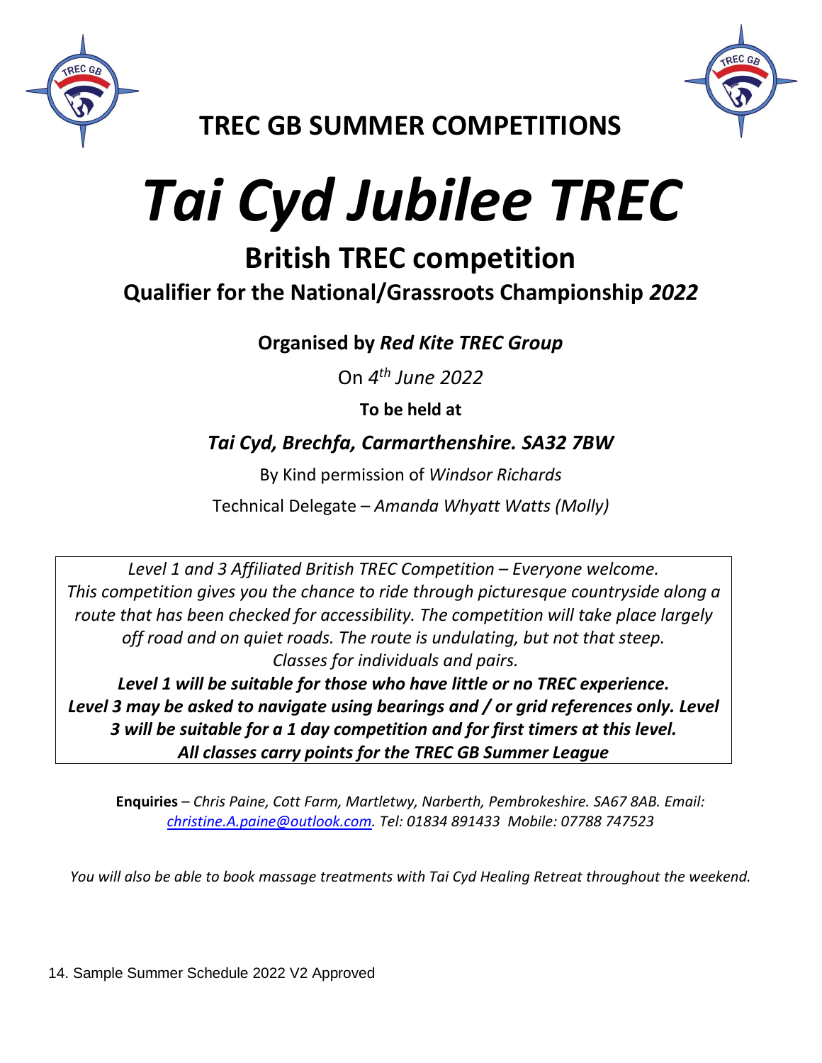## TREC GB SUMMER COMPETITIONS

# *Tai Cyd Jubilee TREC*

## British TREC competition

### Qualifier for the National/Grassroots Championship *2022*

**Organised by *Red Kite TREC Group***

On *4th June 2022*

**To be held at**

***Tai Cyd, Brechfa, Carmarthenshire. SA32 7BW***

By Kind permission of *Windsor Richards*

Technical Delegate – *Amanda Whyatt Watts (Molly)*

*Level 1 and 3 Affiliated British TREC Competition – Everyone welcome. This competition gives you the chance to ride through picturesque countryside along a route that has been checked for accessibility. The competition will take place largely off road and on quiet roads. The route is undulating, but not that steep. Classes for individuals and pairs.*

***Level 1 will be suitable for those who have little or no TREC experience. Level 3 may be asked to navigate using bearings and / or grid references only. Level 3 will be suitable for a 1 day competition and for first timers at this level. All classes carry points for the TREC GB Summer League***

**Enquiries** – *Chris Paine, Cott Farm, Martletwy, Narberth, Pembrokeshire. SA67 8AB. Email: christine.A.paine@outlook.com. Tel: 01834 891433 Mobile: 07788 747523*

*You will also be able to book massage treatments with Tai Cyd Healing Retreat throughout the weekend.*

14. Sample Summer Schedule 2022 V2 Approved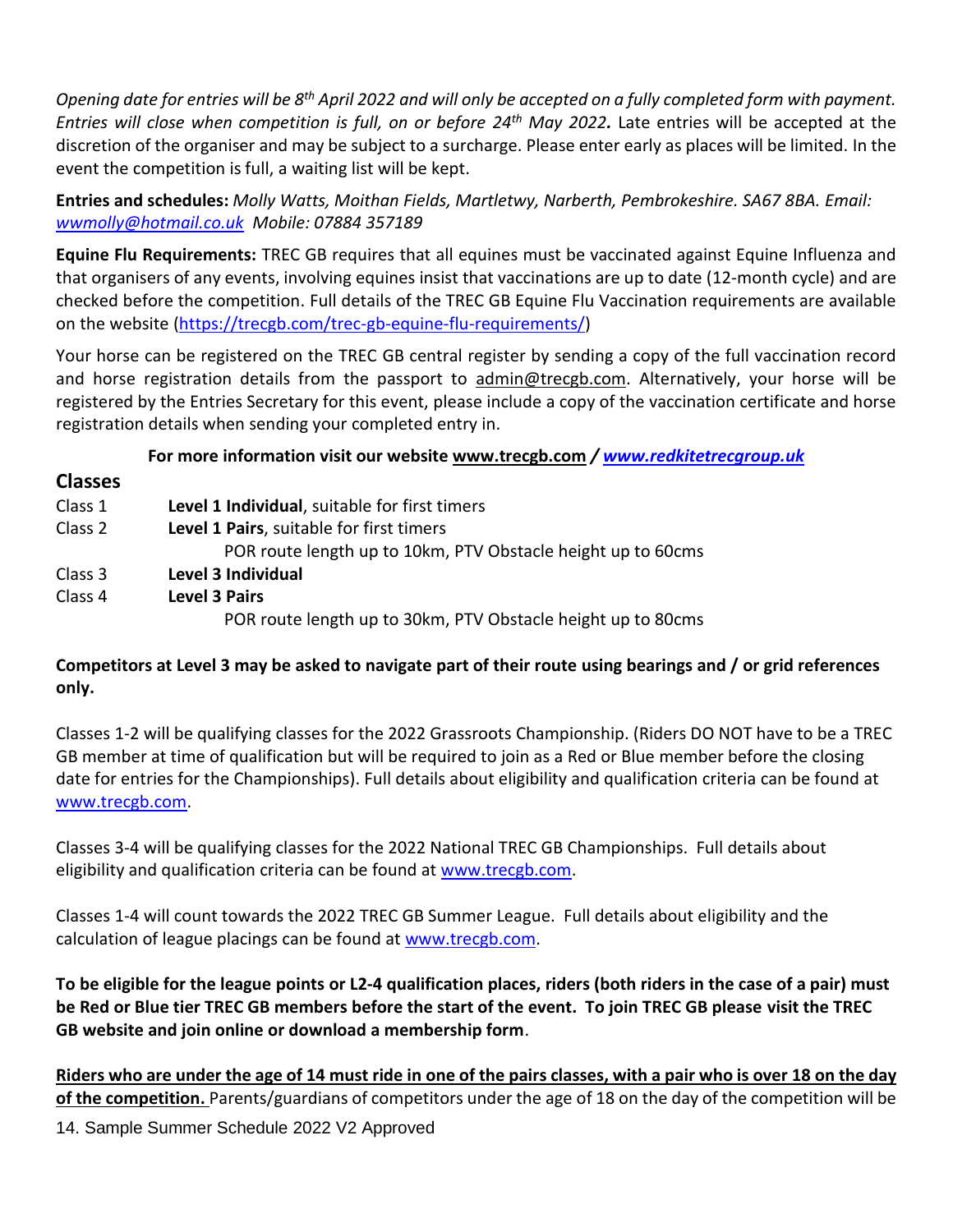*Opening date for entries will be 8th April 2022 and will only be accepted on a fully completed form with payment. Entries will close when competition is full, on or before 24th May 2022.* Late entries will be accepted at the discretion of the organiser and may be subject to a surcharge. Please enter early as places will be limited. In the event the competition is full, a waiting list will be kept.

**Entries and schedules:** *Molly Watts, Moithan Fields, Martletwy, Narberth, Pembrokeshire. SA67 8BA. Email: wwmolly@hotmail.co.uk Mobile: 07884 357189*

**Equine Flu Requirements:** TREC GB requires that all equines must be vaccinated against Equine Influenza and that organisers of any events, involving equines insist that vaccinations are up to date (12-month cycle) and are checked before the competition. Full details of the TREC GB Equine Flu Vaccination requirements are available on the website (https://trecgb.com/trec-gb-equine-flu-requirements/)

Your horse can be registered on the TREC GB central register by sending a copy of the full vaccination record and horse registration details from the passport to admin@trecgb.com. Alternatively, your horse will be registered by the Entries Secretary for this event, please include a copy of the vaccination certificate and horse registration details when sending your completed entry in.

**For more information visit our website www.trecgb.com / *www.redkitetrecgroup.uk***

## Classes

Class 1 **Level 1 Individual**, suitable for first timers

Class 2 **Level 1 Pairs**, suitable for first timers

POR route length up to 10km, PTV Obstacle height up to 60cms

Class 3 **Level 3 Individual**

Class 4 **Level 3 Pairs**

POR route length up to 30km, PTV Obstacle height up to 80cms

**Competitors at Level 3 may be asked to navigate part of their route using bearings and / or grid references only.**

Classes 1-2 will be qualifying classes for the 2022 Grassroots Championship. (Riders DO NOT have to be a TREC GB member at time of qualification but will be required to join as a Red or Blue member before the closing date for entries for the Championships). Full details about eligibility and qualification criteria can be found at www.trecgb.com.

Classes 3-4 will be qualifying classes for the 2022 National TREC GB Championships. Full details about eligibility and qualification criteria can be found at www.trecgb.com.

Classes 1-4 will count towards the 2022 TREC GB Summer League. Full details about eligibility and the calculation of league placings can be found at www.trecgb.com.

**To be eligible for the league points or L2-4 qualification places, riders (both riders in the case of a pair) must be Red or Blue tier TREC GB members before the start of the event. To join TREC GB please visit the TREC GB website and join online or download a membership form**.

**Riders who are under the age of 14 must ride in one of the pairs classes, with a pair who is over 18 on the day of the competition.** Parents/guardians of competitors under the age of 18 on the day of the competition will be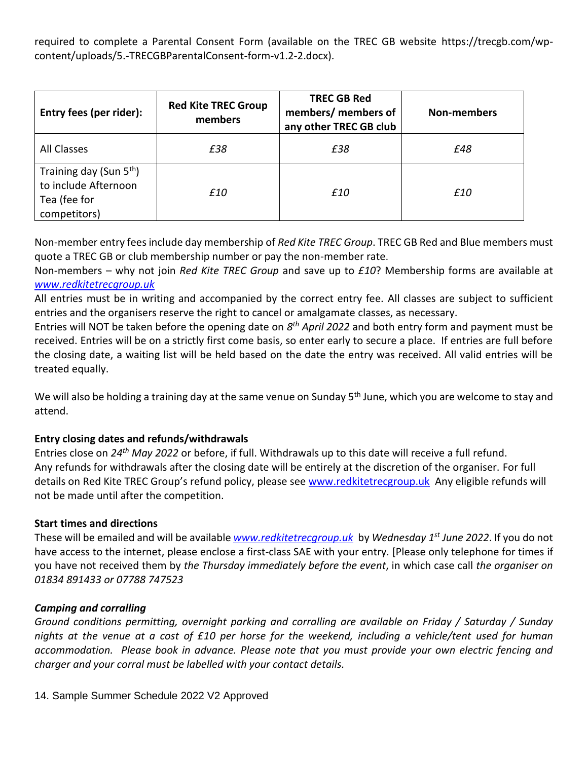required to complete a Parental Consent Form (available on the TREC GB website https://trecgb.com/wp-content/uploads/5.-TRECGBParentalConsent-form-v1.2-2.docx).

| Entry fees (per rider): | Red Kite TREC Group members | TREC GB Red members/ members of any other TREC GB club | Non-members |
|---|---|---|---|
| All Classes | *£38* | *£38* | *£48* |
| Training day (Sun 5th) to include Afternoon Tea (fee for competitors) | *£10* | *£10* | *£10* |

Non-member entry fees include day membership of *Red Kite TREC Group*. TREC GB Red and Blue members must quote a TREC GB or club membership number or pay the non-member rate.

Non-members – why not join *Red Kite TREC Group* and save up to *£10*? Membership forms are available at *www.redkitetrecgroup.uk*

All entries must be in writing and accompanied by the correct entry fee. All classes are subject to sufficient entries and the organisers reserve the right to cancel or amalgamate classes, as necessary.

Entries will NOT be taken before the opening date on *8th April 2022* and both entry form and payment must be received. Entries will be on a strictly first come basis, so enter early to secure a place. If entries are full before the closing date, a waiting list will be held based on the date the entry was received. All valid entries will be treated equally.

We will also be holding a training day at the same venue on Sunday 5th June, which you are welcome to stay and attend.

**Entry closing dates and refunds/withdrawals**

Entries close on *24th May 2022* or before, if full. Withdrawals up to this date will receive a full refund.
Any refunds for withdrawals after the closing date will be entirely at the discretion of the organiser. For full details on Red Kite TREC Group's refund policy, please see www.redkitetrecgroup.uk Any eligible refunds will not be made until after the competition.

**Start times and directions**

These will be emailed and will be available *www.redkitetrecgroup.uk* by *Wednesday 1st June 2022*. If you do not have access to the internet, please enclose a first-class SAE with your entry. [Please only telephone for times if you have not received them by *the Thursday immediately before the event*, in which case call *the organiser on 01834 891433 or 07788 747523*

***Camping and corralling***

*Ground conditions permitting, overnight parking and corralling are available on Friday / Saturday / Sunday nights at the venue at a cost of £10 per horse for the weekend, including a vehicle/tent used for human accommodation. Please book in advance. Please note that you must provide your own electric fencing and charger and your corral must be labelled with your contact details.*

14. Sample Summer Schedule 2022 V2 Approved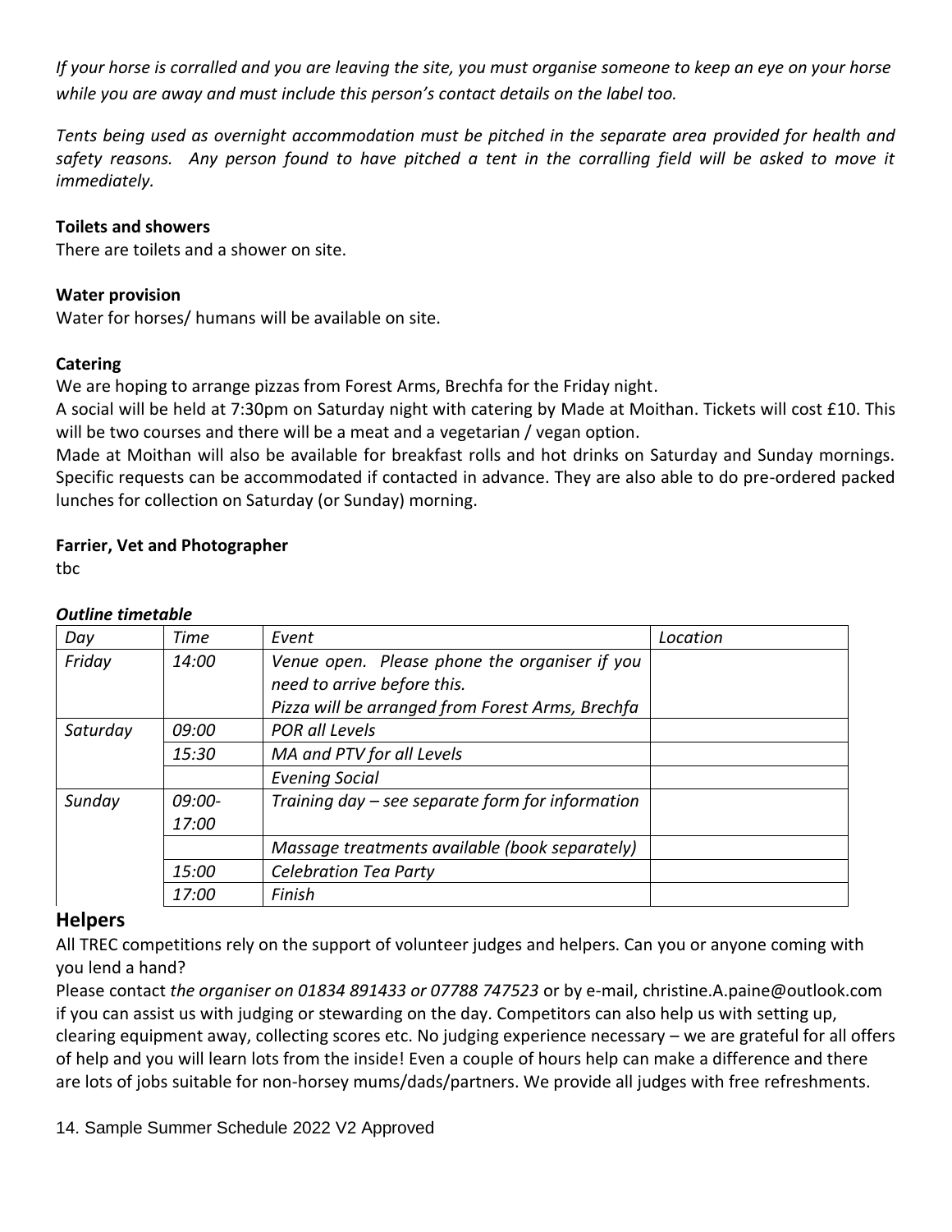*If your horse is corralled and you are leaving the site, you must organise someone to keep an eye on your horse while you are away and must include this person's contact details on the label too.*

*Tents being used as overnight accommodation must be pitched in the separate area provided for health and safety reasons. Any person found to have pitched a tent in the corralling field will be asked to move it immediately.*

**Toilets and showers**

There are toilets and a shower on site.

**Water provision**

Water for horses/ humans will be available on site.

**Catering**

We are hoping to arrange pizzas from Forest Arms, Brechfa for the Friday night.

A social will be held at 7:30pm on Saturday night with catering by Made at Moithan. Tickets will cost £10. This will be two courses and there will be a meat and a vegetarian / vegan option.

Made at Moithan will also be available for breakfast rolls and hot drinks on Saturday and Sunday mornings. Specific requests can be accommodated if contacted in advance. They are also able to do pre-ordered packed lunches for collection on Saturday (or Sunday) morning.

**Farrier, Vet and Photographer**

tbc

***Outline timetable***

| *Day* | *Time* | *Event* | *Location* |
|---|---|---|---|
| *Friday* | *14:00* | *Venue open. Please phone the organiser if you need to arrive before this.* *Pizza will be arranged from Forest Arms, Brechfa* | |
| *Saturday* | *09:00* | *POR all Levels* | |
| | *15:30* | *MA and PTV for all Levels* | |
| | | *Evening Social* | |
| *Sunday* | *09:00-17:00* | *Training day – see separate form for information* | |
| | | *Massage treatments available (book separately)* | |
| | *15:00* | *Celebration Tea Party* | |
| | *17:00* | *Finish* | |

## Helpers

All TREC competitions rely on the support of volunteer judges and helpers. Can you or anyone coming with you lend a hand?

Please contact *the organiser on 01834 891433 or 07788 747523* or by e-mail, christine.A.paine@outlook.com if you can assist us with judging or stewarding on the day. Competitors can also help us with setting up, clearing equipment away, collecting scores etc. No judging experience necessary – we are grateful for all offers of help and you will learn lots from the inside! Even a couple of hours help can make a difference and there are lots of jobs suitable for non-horsey mums/dads/partners. We provide all judges with free refreshments.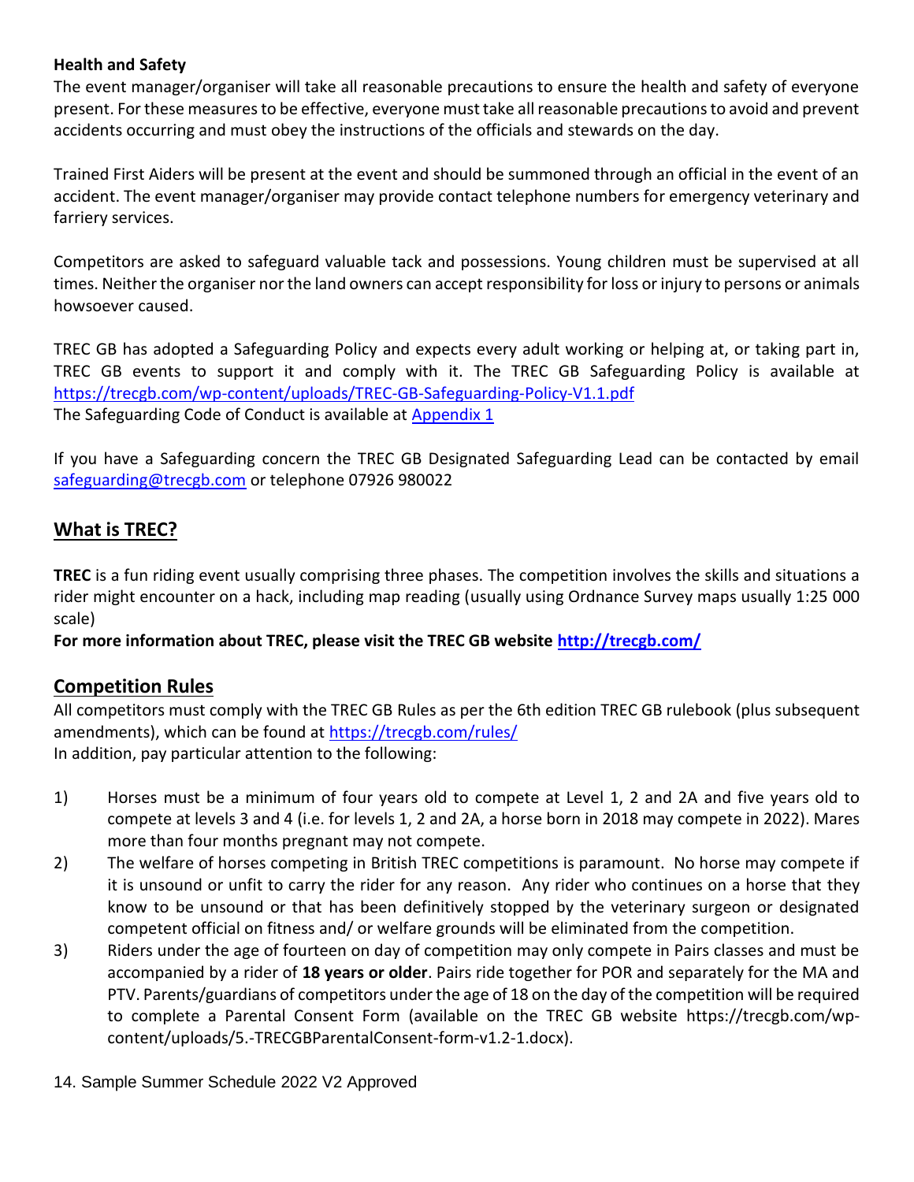**Health and Safety**

The event manager/organiser will take all reasonable precautions to ensure the health and safety of everyone present. For these measures to be effective, everyone must take all reasonable precautions to avoid and prevent accidents occurring and must obey the instructions of the officials and stewards on the day.

Trained First Aiders will be present at the event and should be summoned through an official in the event of an accident. The event manager/organiser may provide contact telephone numbers for emergency veterinary and farriery services.

Competitors are asked to safeguard valuable tack and possessions. Young children must be supervised at all times. Neither the organiser nor the land owners can accept responsibility for loss or injury to persons or animals howsoever caused.

TREC GB has adopted a Safeguarding Policy and expects every adult working or helping at, or taking part in, TREC GB events to support it and comply with it. The TREC GB Safeguarding Policy is available at https://trecgb.com/wp-content/uploads/TREC-GB-Safeguarding-Policy-V1.1.pdf
The Safeguarding Code of Conduct is available at Appendix 1

If you have a Safeguarding concern the TREC GB Designated Safeguarding Lead can be contacted by email safeguarding@trecgb.com or telephone 07926 980022

## What is TREC?

**TREC** is a fun riding event usually comprising three phases. The competition involves the skills and situations a rider might encounter on a hack, including map reading (usually using Ordnance Survey maps usually 1:25 000 scale)

**For more information about TREC, please visit the TREC GB website http://trecgb.com/**

## Competition Rules

All competitors must comply with the TREC GB Rules as per the 6th edition TREC GB rulebook (plus subsequent amendments), which can be found at https://trecgb.com/rules/
In addition, pay particular attention to the following:

1) Horses must be a minimum of four years old to compete at Level 1, 2 and 2A and five years old to compete at levels 3 and 4 (i.e. for levels 1, 2 and 2A, a horse born in 2018 may compete in 2022). Mares more than four months pregnant may not compete.
2) The welfare of horses competing in British TREC competitions is paramount. No horse may compete if it is unsound or unfit to carry the rider for any reason. Any rider who continues on a horse that they know to be unsound or that has been definitively stopped by the veterinary surgeon or designated competent official on fitness and/ or welfare grounds will be eliminated from the competition.
3) Riders under the age of fourteen on day of competition may only compete in Pairs classes and must be accompanied by a rider of **18 years or older**. Pairs ride together for POR and separately for the MA and PTV. Parents/guardians of competitors under the age of 18 on the day of the competition will be required to complete a Parental Consent Form (available on the TREC GB website https://trecgb.com/wp-content/uploads/5.-TRECGBParentalConsent-form-v1.2-1.docx).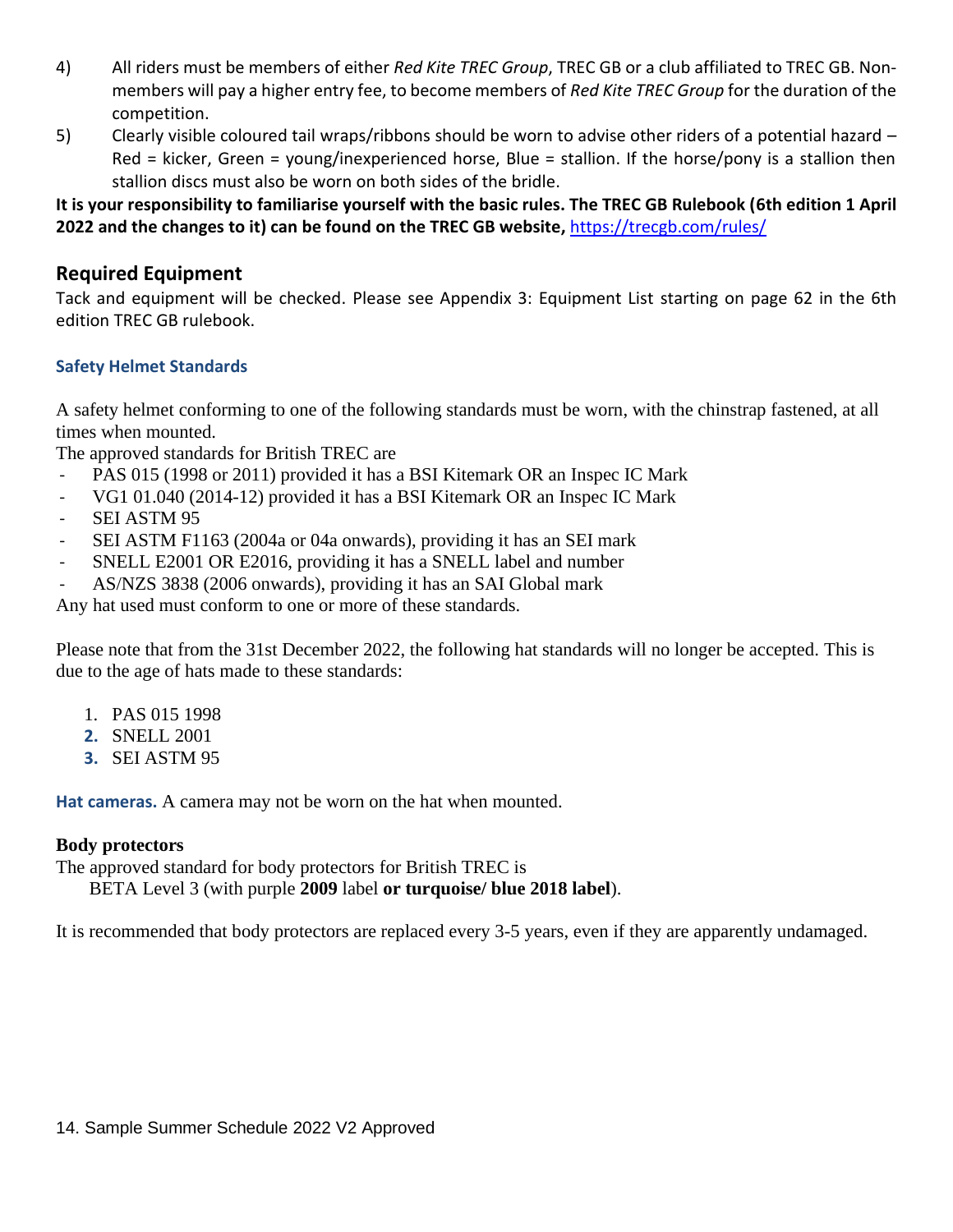4) All riders must be members of either *Red Kite TREC Group*, TREC GB or a club affiliated to TREC GB. Non-members will pay a higher entry fee, to become members of *Red Kite TREC Group* for the duration of the competition.
5) Clearly visible coloured tail wraps/ribbons should be worn to advise other riders of a potential hazard – Red = kicker, Green = young/inexperienced horse, Blue = stallion. If the horse/pony is a stallion then stallion discs must also be worn on both sides of the bridle.

**It is your responsibility to familiarise yourself with the basic rules. The TREC GB Rulebook (6th edition 1 April 2022 and the changes to it) can be found on the TREC GB website,** https://trecgb.com/rules/

## Required Equipment

Tack and equipment will be checked. Please see Appendix 3: Equipment List starting on page 62 in the 6th edition TREC GB rulebook.

### Safety Helmet Standards

A safety helmet conforming to one of the following standards must be worn, with the chinstrap fastened, at all times when mounted.

The approved standards for British TREC are

- PAS 015 (1998 or 2011) provided it has a BSI Kitemark OR an Inspec IC Mark
- VG1 01.040 (2014-12) provided it has a BSI Kitemark OR an Inspec IC Mark
- SEI ASTM 95
- SEI ASTM F1163 (2004a or 04a onwards), providing it has an SEI mark
- SNELL E2001 OR E2016, providing it has a SNELL label and number
- AS/NZS 3838 (2006 onwards), providing it has an SAI Global mark

Any hat used must conform to one or more of these standards.

Please note that from the 31st December 2022, the following hat standards will no longer be accepted. This is due to the age of hats made to these standards:

1. PAS 015 1998
2. SNELL 2001
3. SEI ASTM 95

**Hat cameras.** A camera may not be worn on the hat when mounted.

**Body protectors**

The approved standard for body protectors for British TREC is

BETA Level 3 (with purple **2009** label **or turquoise/ blue 2018 label**).

It is recommended that body protectors are replaced every 3-5 years, even if they are apparently undamaged.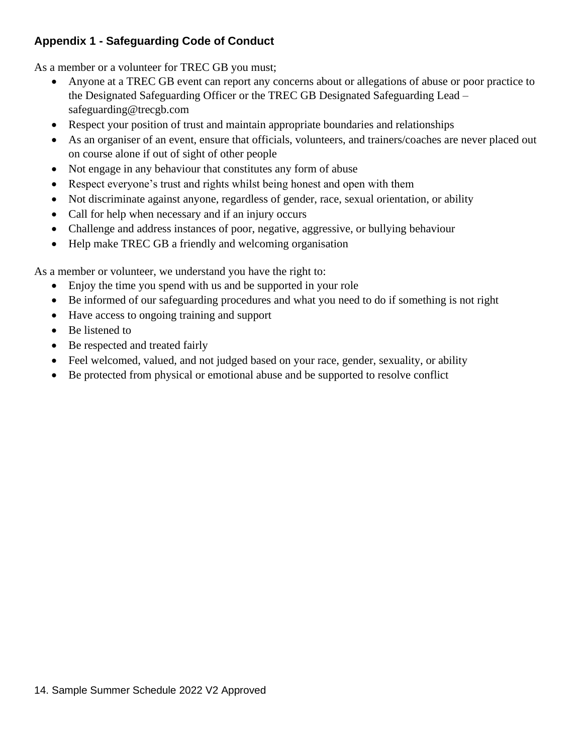## Appendix 1 - Safeguarding Code of Conduct

As a member or a volunteer for TREC GB you must;

- Anyone at a TREC GB event can report any concerns about or allegations of abuse or poor practice to the Designated Safeguarding Officer or the TREC GB Designated Safeguarding Lead – safeguarding@trecgb.com
- Respect your position of trust and maintain appropriate boundaries and relationships
- As an organiser of an event, ensure that officials, volunteers, and trainers/coaches are never placed out on course alone if out of sight of other people
- Not engage in any behaviour that constitutes any form of abuse
- Respect everyone's trust and rights whilst being honest and open with them
- Not discriminate against anyone, regardless of gender, race, sexual orientation, or ability
- Call for help when necessary and if an injury occurs
- Challenge and address instances of poor, negative, aggressive, or bullying behaviour
- Help make TREC GB a friendly and welcoming organisation

As a member or volunteer, we understand you have the right to:

- Enjoy the time you spend with us and be supported in your role
- Be informed of our safeguarding procedures and what you need to do if something is not right
- Have access to ongoing training and support
- Be listened to
- Be respected and treated fairly
- Feel welcomed, valued, and not judged based on your race, gender, sexuality, or ability
- Be protected from physical or emotional abuse and be supported to resolve conflict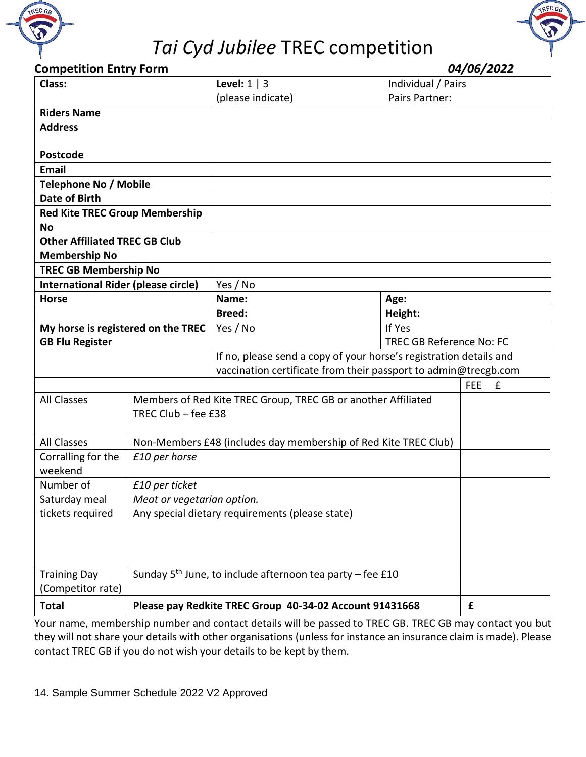# *Tai Cyd Jubilee* TREC competition

**Competition Entry Form** ***04/06/2022***

| **Class:** | **Level:** 1 \| 3 (please indicate) | Individual / Pairs Pairs Partner: |
|---|---|---|
| **Riders Name** | | |
| **Address** **Postcode** | | |
| **Email** | | |
| **Telephone No / Mobile** | | |
| **Date of Birth** | | |
| **Red Kite TREC Group Membership No** | | |
| **Other Affiliated TREC GB Club Membership No** | | |
| **TREC GB Membership No** | | |
| **International Rider (please circle)** | Yes / No | |
| **Horse** | **Name:** | **Age:** |
| | **Breed:** | **Height:** |
| **My horse is registered on the TREC GB Flu Register** | Yes / No | If Yes TREC GB Reference No: FC |
| | If no, please send a copy of your horse's registration details and vaccination certificate from their passport to admin@trecgb.com | |

| | | FEE £ |
|---|---|---|
| All Classes | Members of Red Kite TREC Group, TREC GB or another Affiliated TREC Club – fee £38 | |
| All Classes | Non-Members £48 (includes day membership of Red Kite TREC Club) | |
| Corralling for the weekend | *£10 per horse* | |
| Number of Saturday meal tickets required | *£10 per ticket* *Meat or vegetarian option.* Any special dietary requirements (please state) | |
| Training Day (Competitor rate) | Sunday 5th June, to include afternoon tea party – fee £10 | |
| **Total** | **Please pay Redkite TREC Group 40-34-02 Account 91431668** | **£** |

Your name, membership number and contact details will be passed to TREC GB. TREC GB may contact you but they will not share your details with other organisations (unless for instance an insurance claim is made). Please contact TREC GB if you do not wish your details to be kept by them.

14. Sample Summer Schedule 2022 V2 Approved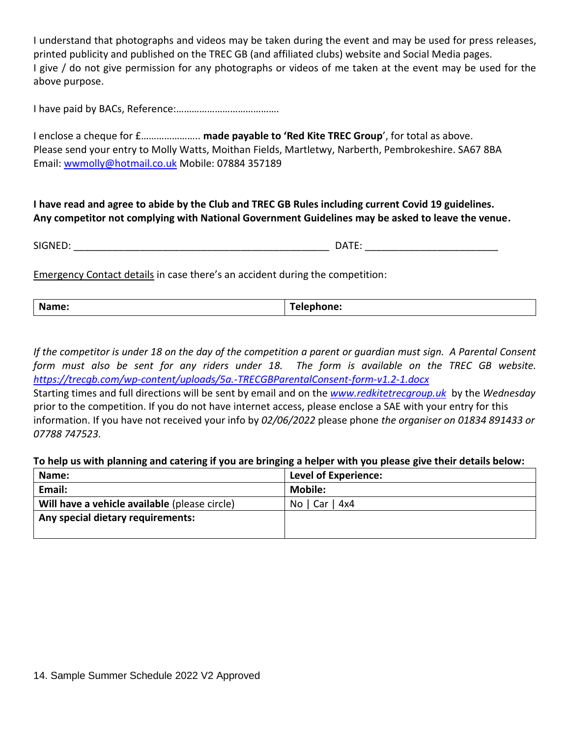I understand that photographs and videos may be taken during the event and may be used for press releases, printed publicity and published on the TREC GB (and affiliated clubs) website and Social Media pages.
I give / do not give permission for any photographs or videos of me taken at the event may be used for the above purpose.

I have paid by BACs, Reference:…………………………………

I enclose a cheque for £………………….. **made payable to 'Red Kite TREC Group**', for total as above.
Please send your entry to Molly Watts, Moithan Fields, Martletwy, Narberth, Pembrokeshire. SA67 8BA
Email: wwmolly@hotmail.co.uk Mobile: 07884 357189

**I have read and agree to abide by the Club and TREC GB Rules including current Covid 19 guidelines. Any competitor not complying with National Government Guidelines may be asked to leave the venue.**

SIGNED: _______________________________________________ DATE: ________________________

Emergency Contact details in case there's an accident during the competition:

| **Name:** | **Telephone:** |
|---|---|

*If the competitor is under 18 on the day of the competition a parent or guardian must sign. A Parental Consent form must also be sent for any riders under 18. The form is available on the TREC GB website. https://trecgb.com/wp-content/uploads/5a.-TRECGBParentalConsent-form-v1.2-1.docx*
Starting times and full directions will be sent by email and on the *www.redkitetrecgroup.uk* by the *Wednesday* prior to the competition. If you do not have internet access, please enclose a SAE with your entry for this information. If you have not received your info by *02/06/2022* please phone *the organiser on 01834 891433 or 07788 747523.*

**To help us with planning and catering if you are bringing a helper with you please give their details below:**

| **Name:** | **Level of Experience:** |
|---|---|
| **Email:** | **Mobile:** |
| **Will have a vehicle available** (please circle) | No \| Car \| 4x4 |
| **Any special dietary requirements:** | |

14. Sample Summer Schedule 2022 V2 Approved